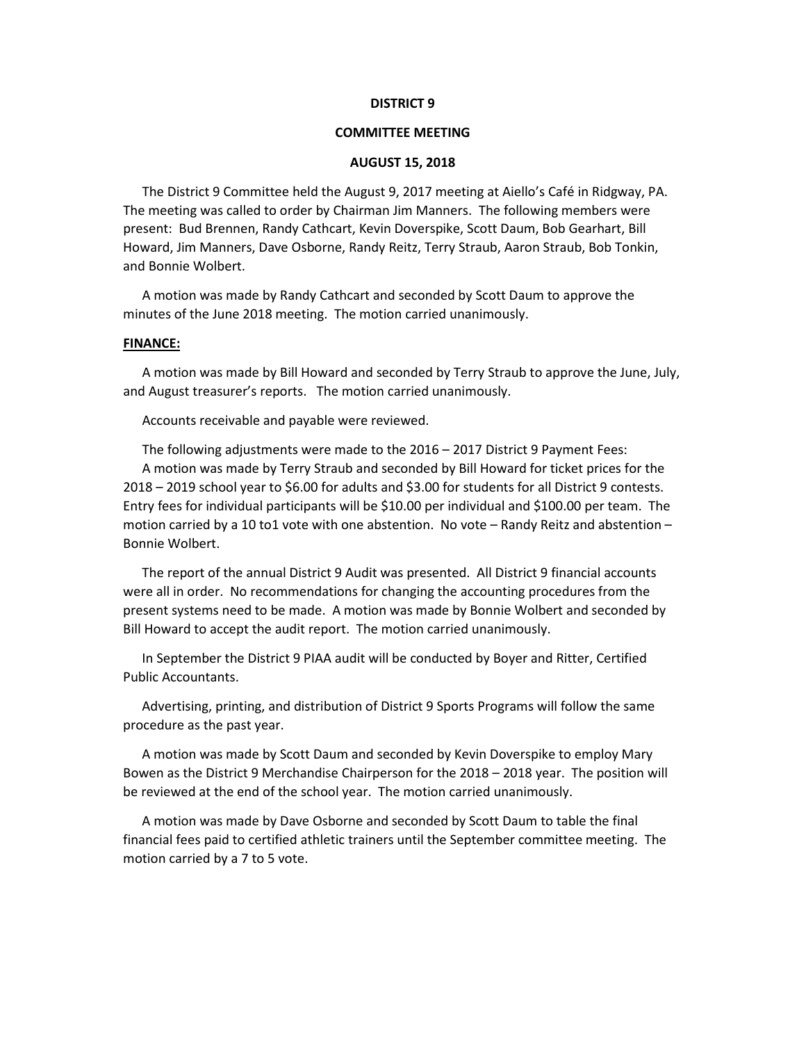**DISTRICT 9**

**COMMITTEE MEETING**

**AUGUST 15, 2018**

The District 9 Committee held the August 9, 2017 meeting at Aiello's Café in Ridgway, PA. The meeting was called to order by Chairman Jim Manners. The following members were present: Bud Brennen, Randy Cathcart, Kevin Doverspike, Scott Daum, Bob Gearhart, Bill Howard, Jim Manners, Dave Osborne, Randy Reitz, Terry Straub, Aaron Straub, Bob Tonkin, and Bonnie Wolbert.

A motion was made by Randy Cathcart and seconded by Scott Daum to approve the minutes of the June 2018 meeting. The motion carried unanimously.

**FINANCE:**

A motion was made by Bill Howard and seconded by Terry Straub to approve the June, July, and August treasurer's reports. The motion carried unanimously.

Accounts receivable and payable were reviewed.

The following adjustments were made to the 2016 – 2017 District 9 Payment Fees:
A motion was made by Terry Straub and seconded by Bill Howard for ticket prices for the 2018 – 2019 school year to $6.00 for adults and $3.00 for students for all District 9 contests. Entry fees for individual participants will be $10.00 per individual and $100.00 per team. The motion carried by a 10 to1 vote with one abstention. No vote – Randy Reitz and abstention – Bonnie Wolbert.

The report of the annual District 9 Audit was presented. All District 9 financial accounts were all in order. No recommendations for changing the accounting procedures from the present systems need to be made. A motion was made by Bonnie Wolbert and seconded by Bill Howard to accept the audit report. The motion carried unanimously.

In September the District 9 PIAA audit will be conducted by Boyer and Ritter, Certified Public Accountants.

Advertising, printing, and distribution of District 9 Sports Programs will follow the same procedure as the past year.

A motion was made by Scott Daum and seconded by Kevin Doverspike to employ Mary Bowen as the District 9 Merchandise Chairperson for the 2018 – 2018 year. The position will be reviewed at the end of the school year. The motion carried unanimously.

A motion was made by Dave Osborne and seconded by Scott Daum to table the final financial fees paid to certified athletic trainers until the September committee meeting. The motion carried by a 7 to 5 vote.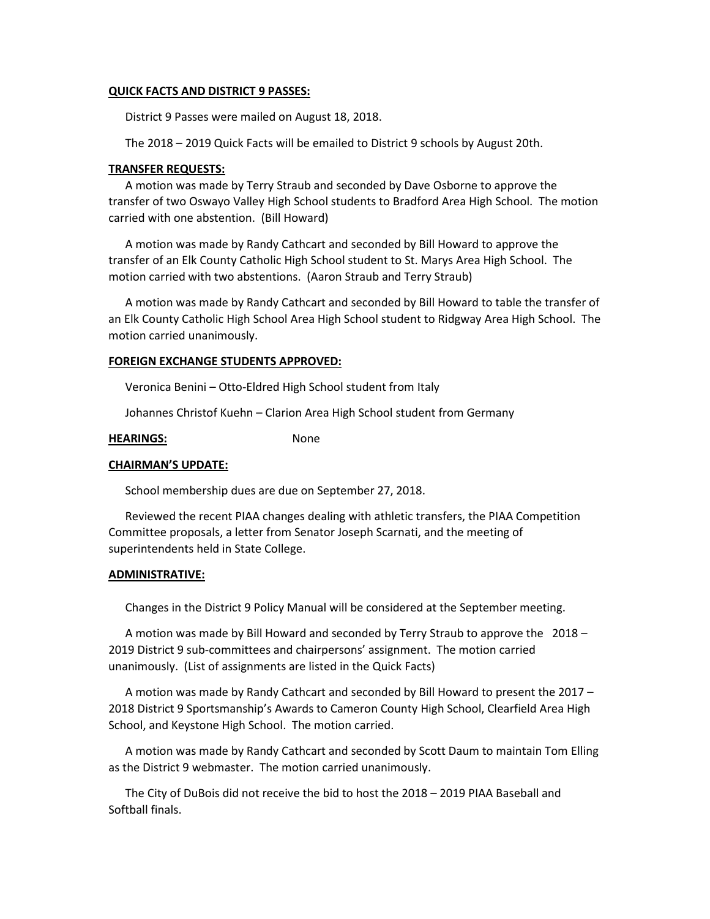**QUICK FACTS AND DISTRICT 9 PASSES:**

District 9 Passes were mailed on August 18, 2018.

The 2018 – 2019 Quick Facts will be emailed to District 9 schools by August 20th.

**TRANSFER REQUESTS:**

A motion was made by Terry Straub and seconded by Dave Osborne to approve the transfer of two Oswayo Valley High School students to Bradford Area High School. The motion carried with one abstention. (Bill Howard)

A motion was made by Randy Cathcart and seconded by Bill Howard to approve the transfer of an Elk County Catholic High School student to St. Marys Area High School. The motion carried with two abstentions. (Aaron Straub and Terry Straub)

A motion was made by Randy Cathcart and seconded by Bill Howard to table the transfer of an Elk County Catholic High School Area High School student to Ridgway Area High School. The motion carried unanimously.

**FOREIGN EXCHANGE STUDENTS APPROVED:**

Veronica Benini – Otto-Eldred High School student from Italy

Johannes Christof Kuehn – Clarion Area High School student from Germany

**HEARINGS:** None

**CHAIRMAN'S UPDATE:**

School membership dues are due on September 27, 2018.

Reviewed the recent PIAA changes dealing with athletic transfers, the PIAA Competition Committee proposals, a letter from Senator Joseph Scarnati, and the meeting of superintendents held in State College.

**ADMINISTRATIVE:**

Changes in the District 9 Policy Manual will be considered at the September meeting.

A motion was made by Bill Howard and seconded by Terry Straub to approve the 2018 – 2019 District 9 sub-committees and chairpersons' assignment. The motion carried unanimously. (List of assignments are listed in the Quick Facts)

A motion was made by Randy Cathcart and seconded by Bill Howard to present the 2017 – 2018 District 9 Sportsmanship's Awards to Cameron County High School, Clearfield Area High School, and Keystone High School. The motion carried.

A motion was made by Randy Cathcart and seconded by Scott Daum to maintain Tom Elling as the District 9 webmaster. The motion carried unanimously.

The City of DuBois did not receive the bid to host the 2018 – 2019 PIAA Baseball and Softball finals.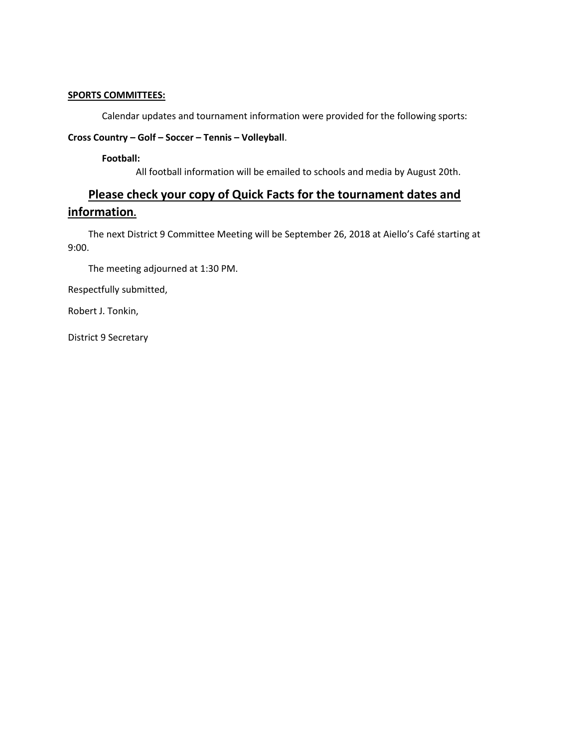**<u>SPORTS COMMITTEES:</u>**

Calendar updates and tournament information were provided for the following sports:

**Cross Country – Golf – Soccer – Tennis – Volleyball**.

**Football:**

All football information will be emailed to schools and media by August 20th.

## <u>Please check your copy of Quick Facts for the tournament dates and information.</u>

The next District 9 Committee Meeting will be September 26, 2018 at Aiello's Café starting at 9:00.

The meeting adjourned at 1:30 PM.

Respectfully submitted,

Robert J. Tonkin,

District 9 Secretary